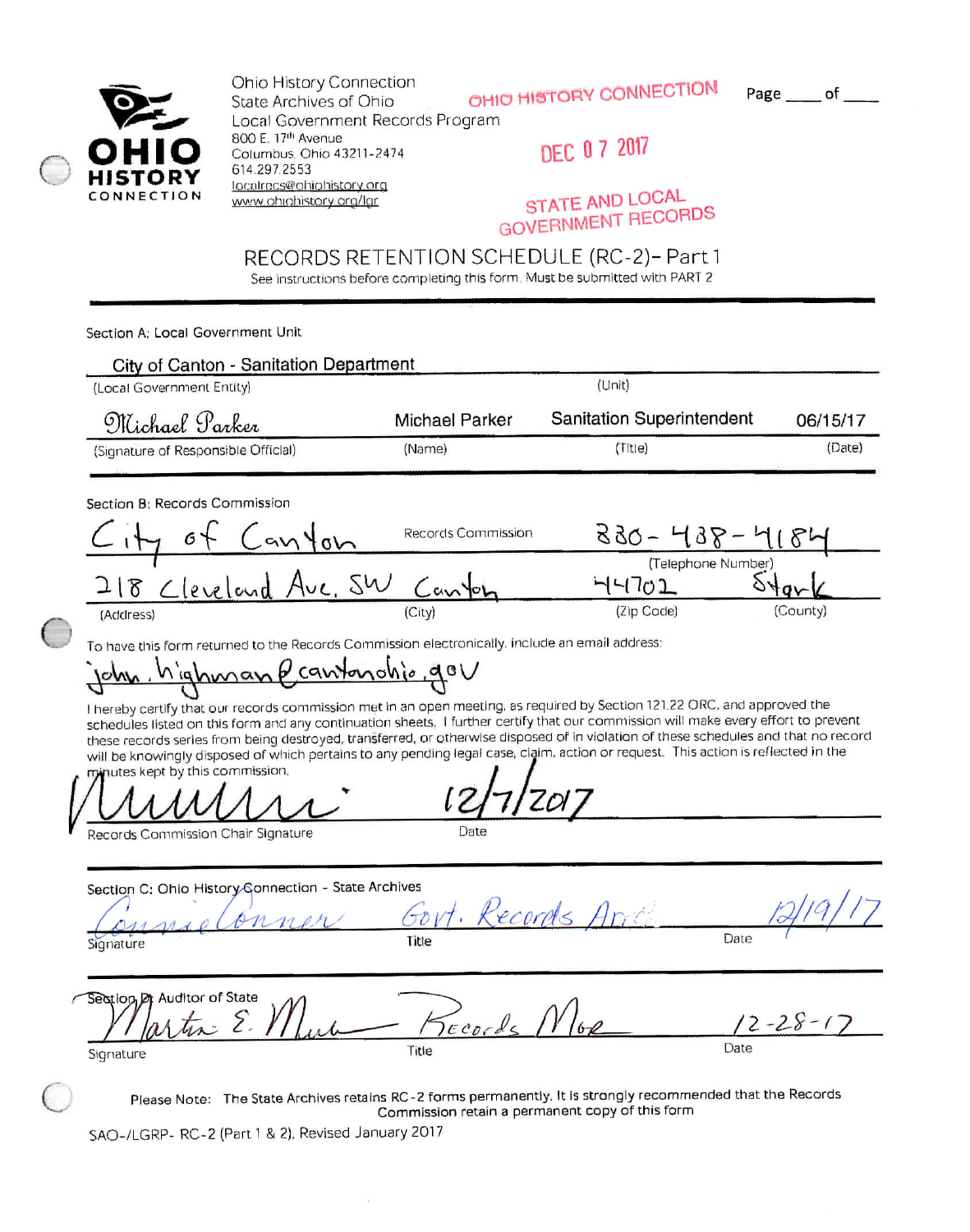**OHIO HISTORY CONNECTION**

Ohio History Connection
State Archives of Ohio
Local Government Records Program
800 E. 17th Avenue
Columbus, Ohio 43211-2474
614.297.2553
localrecs@ohiohistory.org
www.ohiohistory.org/lgr

OHIO HISTORY CONNECTION
DEC 07 2017
STATE AND LOCAL GOVERNMENT RECORDS

Page ____ of ____

# RECORDS RETENTION SCHEDULE (RC-2)- Part 1

See instructions before completing this form. Must be submitted with PART 2

## Section A: Local Government Unit

City of Canton - Sanitation Department
(Local Government Entity) (Unit)

| Michael Parker | Michael Parker | Sanitation Superintendent | 06/15/17 |
|---|---|---|---|
| (Signature of Responsible Official) | (Name) | (Title) | (Date) |

## Section B: Records Commission

City of Canton Records Commission 330-438-4184 (Telephone Number)

| 218 Cleveland Ave. SW | Canton | 44702 | Stark |
|---|---|---|---|
| (Address) | (City) | (Zip Code) | (County) |

To have this form returned to the Records Commission electronically, include an email address:
john.highman@cantonohio.gov

I hereby certify that our records commission met in an open meeting, as required by Section 121.22 ORC, and approved the schedules listed on this form and any continuation sheets. I further certify that our commission will make every effort to prevent these records series from being destroyed, transferred, or otherwise disposed of in violation of these schedules and that no record will be knowingly disposed of which pertains to any pending legal case, claim, action or request. This action is reflected in the minutes kept by this commission.

| [signature] | 12/7/2017 |
|---|---|
| Records Commission Chair Signature | Date |

## Section C: Ohio History Connection - State Archives

| Connie Conner | Govt. Records Ar... | 12/19/17 |
|---|---|---|
| Signature | Title | Date |

## Section D: Auditor of State

| Martin E. Muir | Records Mgr | 12-28-17 |
|---|---|---|
| Signature | Title | Date |

Please Note: The State Archives retains RC-2 forms permanently. It is strongly recommended that the Records Commission retain a permanent copy of this form

SAO-/LGRP- RC-2 (Part 1 & 2), Revised January 2017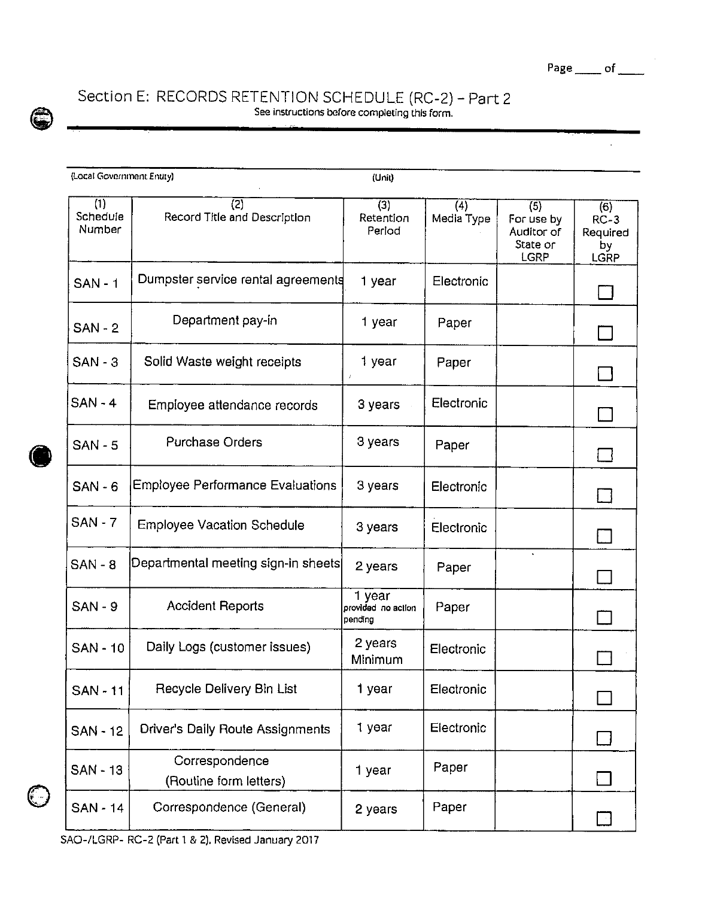## Section E: RECORDS RETENTION SCHEDULE (RC-2) – Part 2

See instructions before completing this form.

(Local Government Entity) (Unit)

| (1) Schedule Number | (2) Record Title and Description | (3) Retention Period | (4) Media Type | (5) For use by Auditor of State or LGRP | (6) RC-3 Required by LGRP |
|---|---|---|---|---|---|
| SAN - 1 | Dumpster service rental agreements | 1 year | Electronic | | ☐ |
| SAN - 2 | Department pay-in | 1 year | Paper | | ☐ |
| SAN - 3 | Solid Waste weight receipts | 1 year | Paper | | ☐ |
| SAN - 4 | Employee attendance records | 3 years | Electronic | | ☐ |
| SAN - 5 | Purchase Orders | 3 years | Paper | | ☐ |
| SAN - 6 | Employee Performance Evaluations | 3 years | Electronic | | ☐ |
| SAN - 7 | Employee Vacation Schedule | 3 years | Electronic | | ☐ |
| SAN - 8 | Departmental meeting sign-in sheets | 2 years | Paper | | ☐ |
| SAN - 9 | Accident Reports | 1 year provided no action pending | Paper | | ☐ |
| SAN - 10 | Daily Logs (customer issues) | 2 years Minimum | Electronic | | ☐ |
| SAN - 11 | Recycle Delivery Bin List | 1 year | Electronic | | ☐ |
| SAN - 12 | Driver's Daily Route Assignments | 1 year | Electronic | | ☐ |
| SAN - 13 | Correspondence (Routine form letters) | 1 year | Paper | | ☐ |
| SAN - 14 | Correspondence (General) | 2 years | Paper | | ☐ |

SAO-/LGRP- RC-2 (Part 1 & 2), Revised January 2017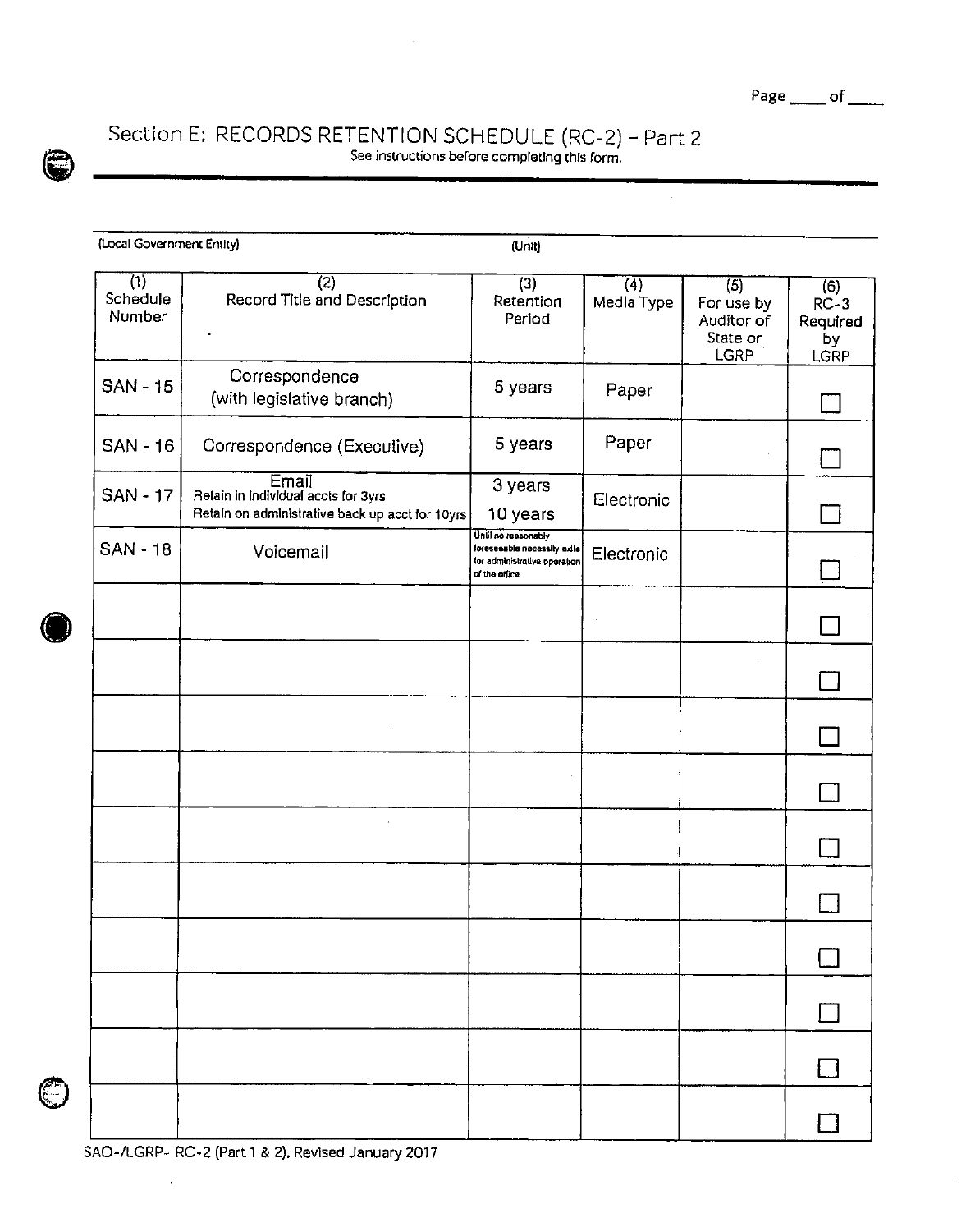## Section E: RECORDS RETENTION SCHEDULE (RC-2) – Part 2

See instructions before completing this form.

(Local Government Entity) (Unit)

| (1) Schedule Number | (2) Record Title and Description | (3) Retention Period | (4) Media Type | (5) For use by Auditor of State or LGRP | (6) RC-3 Required by LGRP |
|---|---|---|---|---|---|
| SAN - 15 | Correspondence (with legislative branch) | 5 years | Paper | | ☐ |
| SAN - 16 | Correspondence (Executive) | 5 years | Paper | | ☐ |
| SAN - 17 | Email<br>Retain in individual accts for 3yrs<br>Retain on administrative back up acct for 10yrs | 3 years<br>10 years | Electronic | | ☐ |
| SAN - 18 | Voicemail | Until no reasonably foreseeable necessity exists for administrative operation of the office | Electronic | | ☐ |
| | | | | | ☐ |
| | | | | | ☐ |
| | | | | | ☐ |
| | | | | | ☐ |
| | | | | | ☐ |
| | | | | | ☐ |
| | | | | | ☐ |
| | | | | | ☐ |
| | | | | | ☐ |
| | | | | | ☐ |

SAO-/LGRP- RC-2 (Part 1 & 2). Revised January 2017